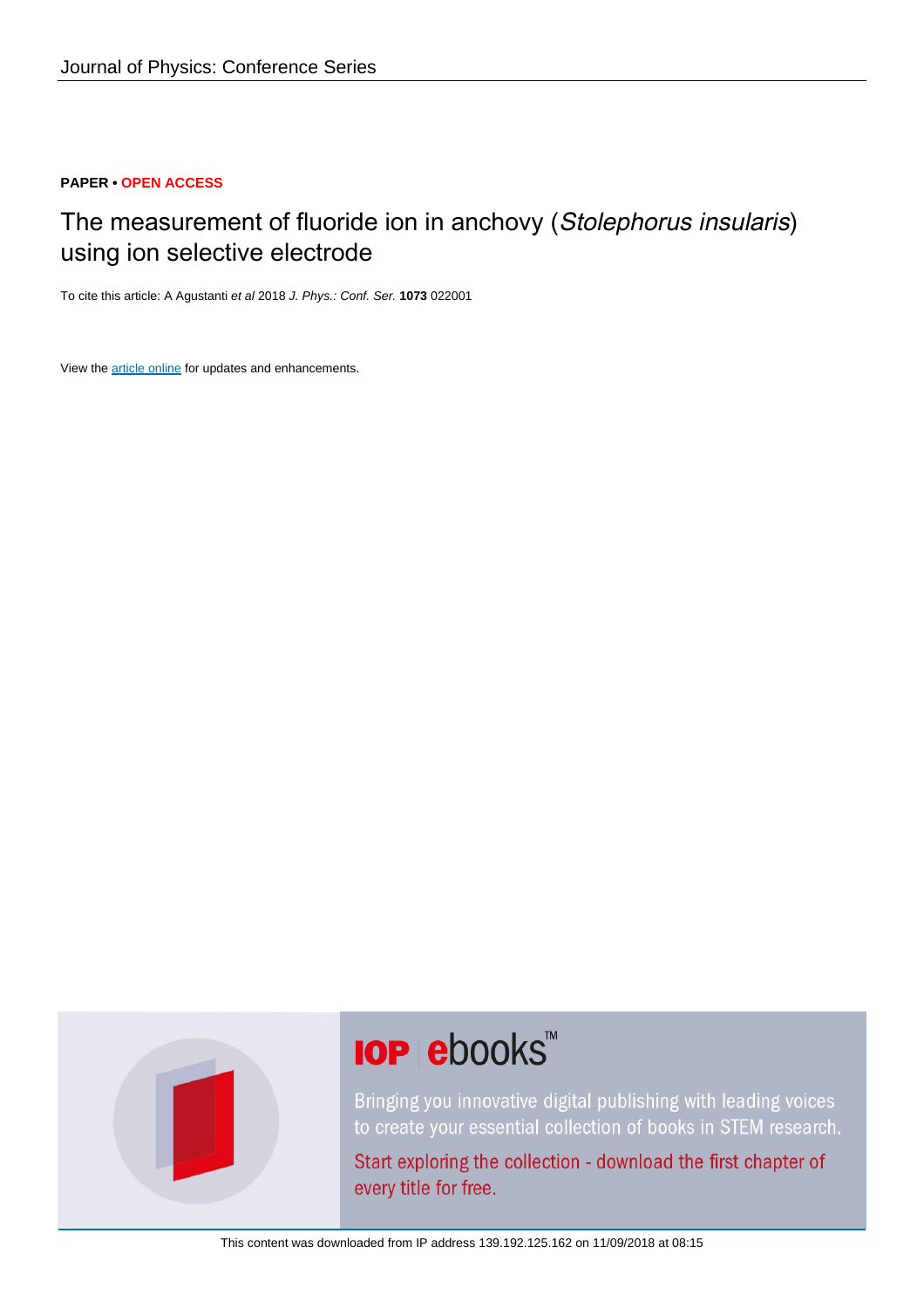Journal of Physics: Conference Series

**PAPER** • **OPEN ACCESS**

# The measurement of fluoride ion in anchovy (*Stolephorus insularis*) using ion selective electrode

To cite this article: A Agustanti *et al* 2018 *J. Phys.: Conf. Ser.* **1073** 022001

View the article online for updates and enhancements.

**IOP ebooks**™

Bringing you innovative digital publishing with leading voices to create your essential collection of books in STEM research.

Start exploring the collection - download the first chapter of every title for free.

This content was downloaded from IP address 139.192.125.162 on 11/09/2018 at 08:15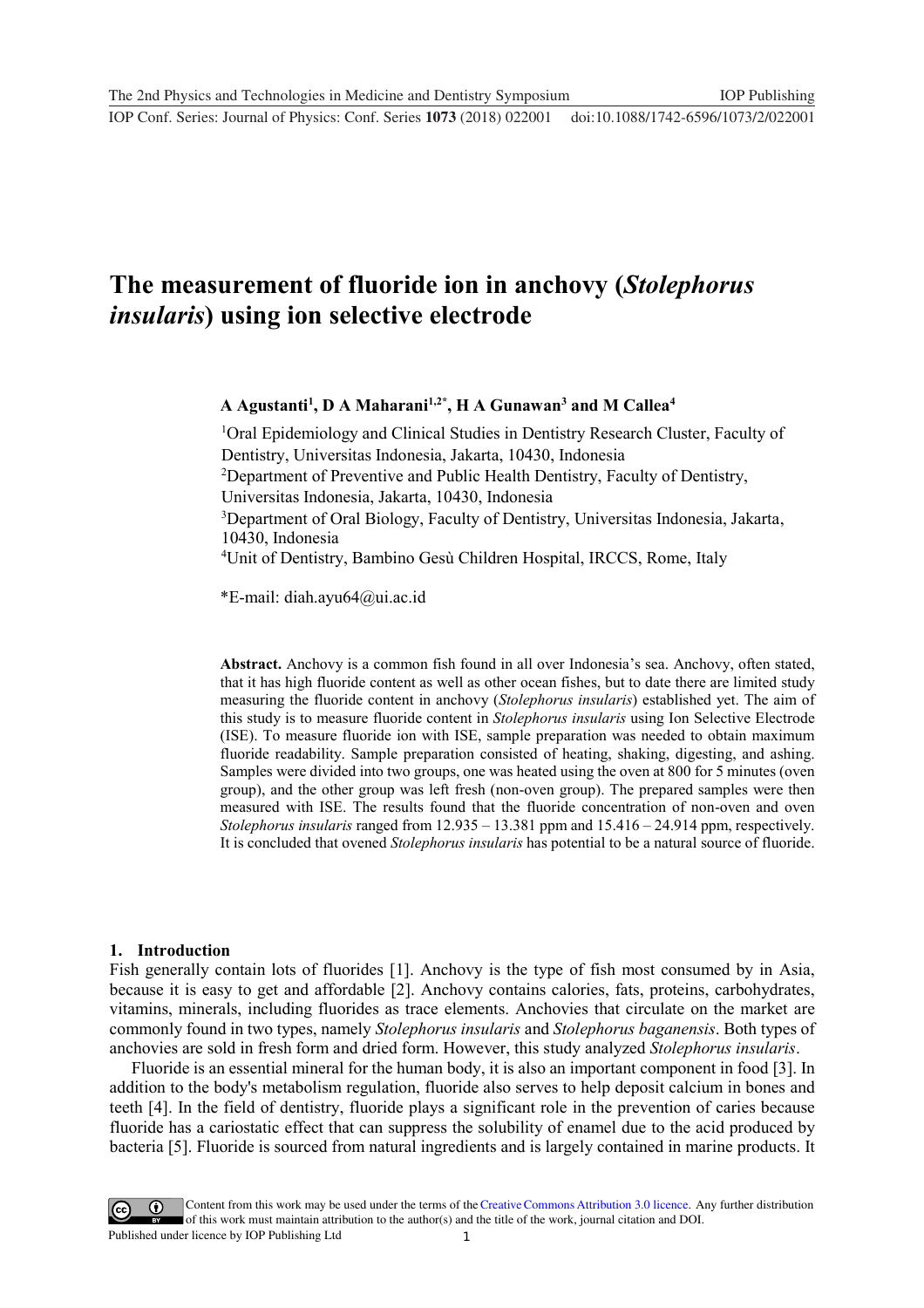# The measurement of fluoride ion in anchovy (*Stolephorus insularis*) using ion selective electrode

**A Agustanti[1], D A Maharani[1,2*], H A Gunawan[3] and M Callea[4]**

[1]Oral Epidemiology and Clinical Studies in Dentistry Research Cluster, Faculty of Dentistry, Universitas Indonesia, Jakarta, 10430, Indonesia

[2]Department of Preventive and Public Health Dentistry, Faculty of Dentistry, Universitas Indonesia, Jakarta, 10430, Indonesia

[3]Department of Oral Biology, Faculty of Dentistry, Universitas Indonesia, Jakarta, 10430, Indonesia

[4]Unit of Dentistry, Bambino Gesù Children Hospital, IRCCS, Rome, Italy

*E-mail: diah.ayu64@ui.ac.id

**Abstract.** Anchovy is a common fish found in all over Indonesia's sea. Anchovy, often stated, that it has high fluoride content as well as other ocean fishes, but to date there are limited study measuring the fluoride content in anchovy (*Stolephorus insularis*) established yet. The aim of this study is to measure fluoride content in *Stolephorus insularis* using Ion Selective Electrode (ISE). To measure fluoride ion with ISE, sample preparation was needed to obtain maximum fluoride readability. Sample preparation consisted of heating, shaking, digesting, and ashing. Samples were divided into two groups, one was heated using the oven at 800 for 5 minutes (oven group), and the other group was left fresh (non-oven group). The prepared samples were then measured with ISE. The results found that the fluoride concentration of non-oven and oven *Stolephorus insularis* ranged from 12.935 – 13.381 ppm and 15.416 – 24.914 ppm, respectively. It is concluded that ovened *Stolephorus insularis* has potential to be a natural source of fluoride.

## 1. Introduction

Fish generally contain lots of fluorides [1]. Anchovy is the type of fish most consumed by in Asia, because it is easy to get and affordable [2]. Anchovy contains calories, fats, proteins, carbohydrates, vitamins, minerals, including fluorides as trace elements. Anchovies that circulate on the market are commonly found in two types, namely *Stolephorus insularis* and *Stolephorus baganensis*. Both types of anchovies are sold in fresh form and dried form. However, this study analyzed *Stolephorus insularis*.

Fluoride is an essential mineral for the human body, it is also an important component in food [3]. In addition to the body's metabolism regulation, fluoride also serves to help deposit calcium in bones and teeth [4]. In the field of dentistry, fluoride plays a significant role in the prevention of caries because fluoride has a cariostatic effect that can suppress the solubility of enamel due to the acid produced by bacteria [5]. Fluoride is sourced from natural ingredients and is largely contained in marine products. It

Content from this work may be used under the terms of the Creative Commons Attribution 3.0 licence. Any further distribution of this work must maintain attribution to the author(s) and the title of the work, journal citation and DOI.
Published under licence by IOP Publishing Ltd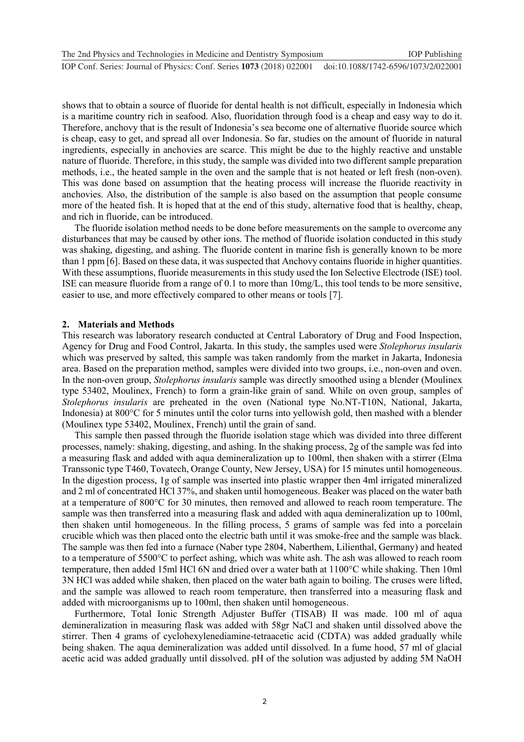shows that to obtain a source of fluoride for dental health is not difficult, especially in Indonesia which is a maritime country rich in seafood. Also, fluoridation through food is a cheap and easy way to do it. Therefore, anchovy that is the result of Indonesia's sea become one of alternative fluoride source which is cheap, easy to get, and spread all over Indonesia. So far, studies on the amount of fluoride in natural ingredients, especially in anchovies are scarce. This might be due to the highly reactive and unstable nature of fluoride. Therefore, in this study, the sample was divided into two different sample preparation methods, i.e., the heated sample in the oven and the sample that is not heated or left fresh (non-oven). This was done based on assumption that the heating process will increase the fluoride reactivity in anchovies. Also, the distribution of the sample is also based on the assumption that people consume more of the heated fish. It is hoped that at the end of this study, alternative food that is healthy, cheap, and rich in fluoride, can be introduced.

The fluoride isolation method needs to be done before measurements on the sample to overcome any disturbances that may be caused by other ions. The method of fluoride isolation conducted in this study was shaking, digesting, and ashing. The fluoride content in marine fish is generally known to be more than 1 ppm [6]. Based on these data, it was suspected that Anchovy contains fluoride in higher quantities. With these assumptions, fluoride measurements in this study used the Ion Selective Electrode (ISE) tool. ISE can measure fluoride from a range of 0.1 to more than 10mg/L, this tool tends to be more sensitive, easier to use, and more effectively compared to other means or tools [7].

## 2. Materials and Methods

This research was laboratory research conducted at Central Laboratory of Drug and Food Inspection, Agency for Drug and Food Control, Jakarta. In this study, the samples used were *Stolephorus insularis* which was preserved by salted, this sample was taken randomly from the market in Jakarta, Indonesia area. Based on the preparation method, samples were divided into two groups, i.e., non-oven and oven. In the non-oven group, *Stolephorus insularis* sample was directly smoothed using a blender (Moulinex type 53402, Moulinex, French) to form a grain-like grain of sand. While on oven group, samples of *Stolephorus insularis* are preheated in the oven (National type No.NT-T10N, National, Jakarta, Indonesia) at 800°C for 5 minutes until the color turns into yellowish gold, then mashed with a blender (Moulinex type 53402, Moulinex, French) until the grain of sand.

This sample then passed through the fluoride isolation stage which was divided into three different processes, namely: shaking, digesting, and ashing. In the shaking process, 2g of the sample was fed into a measuring flask and added with aqua demineralization up to 100ml, then shaken with a stirrer (Elma Transsonic type T460, Tovatech, Orange County, New Jersey, USA) for 15 minutes until homogeneous. In the digestion process, 1g of sample was inserted into plastic wrapper then 4ml irrigated mineralized and 2 ml of concentrated HCl 37%, and shaken until homogeneous. Beaker was placed on the water bath at a temperature of 800°C for 30 minutes, then removed and allowed to reach room temperature. The sample was then transferred into a measuring flask and added with aqua demineralization up to 100ml, then shaken until homogeneous. In the filling process, 5 grams of sample was fed into a porcelain crucible which was then placed onto the electric bath until it was smoke-free and the sample was black. The sample was then fed into a furnace (Naber type 2804, Naberthem, Lilienthal, Germany) and heated to a temperature of 5500°C to perfect ashing, which was white ash. The ash was allowed to reach room temperature, then added 15ml HCl 6N and dried over a water bath at 1100°C while shaking. Then 10ml 3N HCl was added while shaken, then placed on the water bath again to boiling. The cruses were lifted, and the sample was allowed to reach room temperature, then transferred into a measuring flask and added with microorganisms up to 100ml, then shaken until homogeneous.

Furthermore, Total Ionic Strength Adjuster Buffer (TISAB) II was made. 100 ml of aqua demineralization in measuring flask was added with 58gr NaCl and shaken until dissolved above the stirrer. Then 4 grams of cyclohexylenediamine-tetraacetic acid (CDTA) was added gradually while being shaken. The aqua demineralization was added until dissolved. In a fume hood, 57 ml of glacial acetic acid was added gradually until dissolved. pH of the solution was adjusted by adding 5M NaOH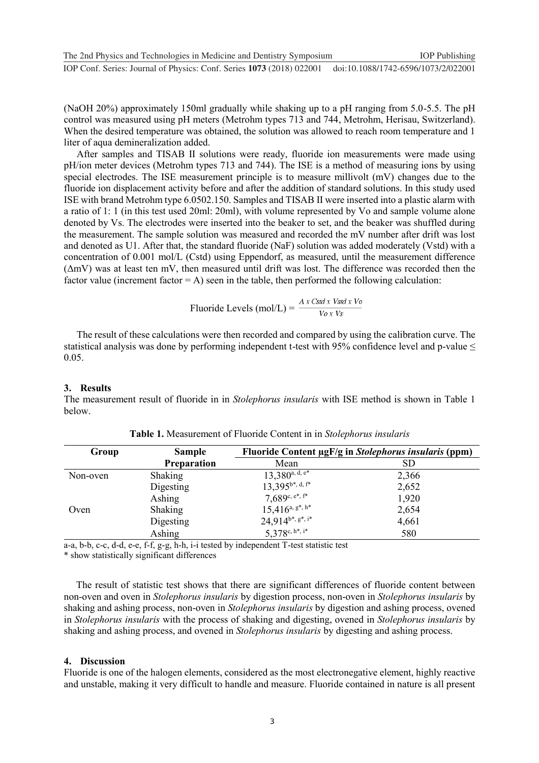(NaOH 20%) approximately 150ml gradually while shaking up to a pH ranging from 5.0-5.5. The pH control was measured using pH meters (Metrohm types 713 and 744, Metrohm, Herisau, Switzerland). When the desired temperature was obtained, the solution was allowed to reach room temperature and 1 liter of aqua demineralization added.

After samples and TISAB II solutions were ready, fluoride ion measurements were made using pH/ion meter devices (Metrohm types 713 and 744). The ISE is a method of measuring ions by using special electrodes. The ISE measurement principle is to measure millivolt (mV) changes due to the fluoride ion displacement activity before and after the addition of standard solutions. In this study used ISE with brand Metrohm type 6.0502.150. Samples and TISAB II were inserted into a plastic alarm with a ratio of 1: 1 (in this test used 20ml: 20ml), with volume represented by Vo and sample volume alone denoted by Vs. The electrodes were inserted into the beaker to set, and the beaker was shuffled during the measurement. The sample solution was measured and recorded the mV number after drift was lost and denoted as U1. After that, the standard fluoride (NaF) solution was added moderately (Vstd) with a concentration of 0.001 mol/L (Cstd) using Eppendorf, as measured, until the measurement difference (ΔmV) was at least ten mV, then measured until drift was lost. The difference was recorded then the factor value (increment factor = A) seen in the table, then performed the following calculation:

$$\text{Fluoride Levels (mol/L)} = \frac{A \times Cstd \times Vstd \times Vo}{Vo \times Vs}$$

The result of these calculations were then recorded and compared by using the calibration curve. The statistical analysis was done by performing independent t-test with 95% confidence level and p-value $\leq 0.05$.

## 3. Results

The measurement result of fluoride in in *Stolephorus insularis* with ISE method is shown in Table 1 below.

**Table 1.** Measurement of Fluoride Content in in *Stolephorus insularis*

| Group | Sample Preparation | Fluoride Content µgF/g in *Stolephorus insularis* (ppm) | |
|---|---|---|---|
| | | Mean | SD |
| Non-oven | Shaking | 13,380[a, d, e*] | 2,366 |
| | Digesting | 13,395[b*, d, f*] | 2,652 |
| | Ashing | 7,689[c, e*, f*] | 1,920 |
| Oven | Shaking | 15,416[a, g*, h*] | 2,654 |
| | Digesting | 24,914[b*, g*, i*] | 4,661 |
| | Ashing | 5,378[c, h*, i*] | 580 |

a-a, b-b, c-c, d-d, e-e, f-f, g-g, h-h, i-i tested by independent T-test statistic test

* show statistically significant differences

The result of statistic test shows that there are significant differences of fluoride content between non-oven and oven in *Stolephorus insularis* by digestion process, non-oven in *Stolephorus insularis* by shaking and ashing process, non-oven in *Stolephorus insularis* by digestion and ashing process, ovened in *Stolephorus insularis* with the process of shaking and digesting, ovened in *Stolephorus insularis* by shaking and ashing process, and ovened in *Stolephorus insularis* by digesting and ashing process.

## 4. Discussion

Fluoride is one of the halogen elements, considered as the most electronegative element, highly reactive and unstable, making it very difficult to handle and measure. Fluoride contained in nature is all present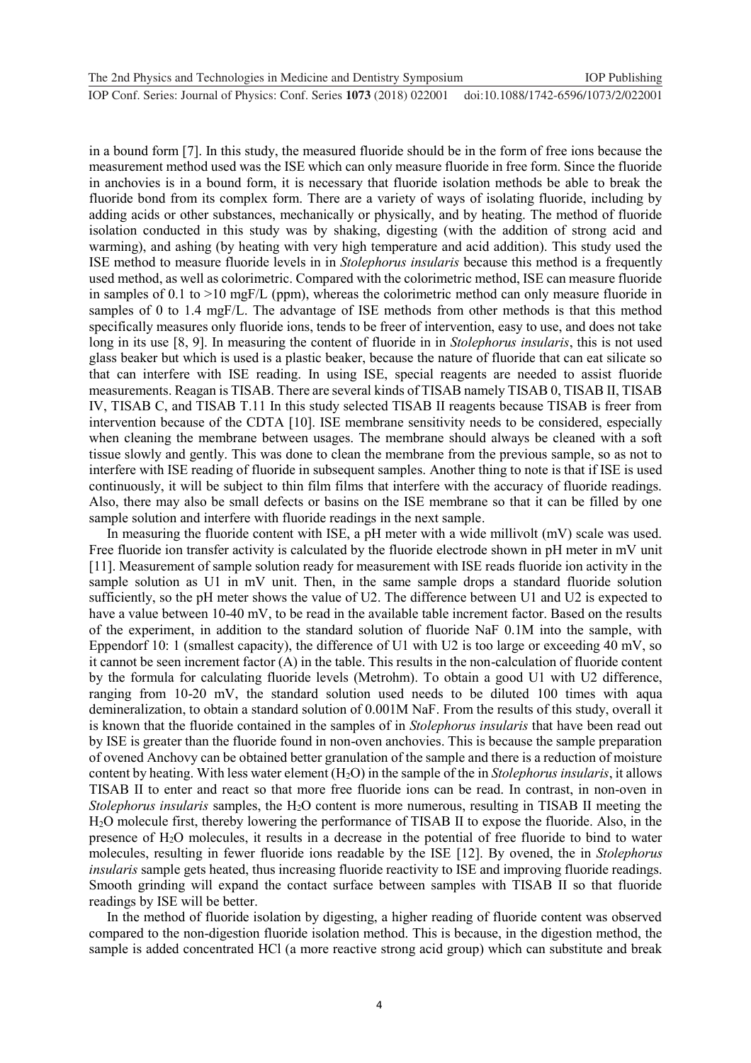in a bound form [7]. In this study, the measured fluoride should be in the form of free ions because the measurement method used was the ISE which can only measure fluoride in free form. Since the fluoride in anchovies is in a bound form, it is necessary that fluoride isolation methods be able to break the fluoride bond from its complex form. There are a variety of ways of isolating fluoride, including by adding acids or other substances, mechanically or physically, and by heating. The method of fluoride isolation conducted in this study was by shaking, digesting (with the addition of strong acid and warming), and ashing (by heating with very high temperature and acid addition). This study used the ISE method to measure fluoride levels in in *Stolephorus insularis* because this method is a frequently used method, as well as colorimetric. Compared with the colorimetric method, ISE can measure fluoride in samples of 0.1 to >10 mgF/L (ppm), whereas the colorimetric method can only measure fluoride in samples of 0 to 1.4 mgF/L. The advantage of ISE methods from other methods is that this method specifically measures only fluoride ions, tends to be freer of intervention, easy to use, and does not take long in its use [8, 9]. In measuring the content of fluoride in in *Stolephorus insularis*, this is not used glass beaker but which is used is a plastic beaker, because the nature of fluoride that can eat silicate so that can interfere with ISE reading. In using ISE, special reagents are needed to assist fluoride measurements. Reagan is TISAB. There are several kinds of TISAB namely TISAB 0, TISAB II, TISAB IV, TISAB C, and TISAB T.11 In this study selected TISAB II reagents because TISAB is freer from intervention because of the CDTA [10]. ISE membrane sensitivity needs to be considered, especially when cleaning the membrane between usages. The membrane should always be cleaned with a soft tissue slowly and gently. This was done to clean the membrane from the previous sample, so as not to interfere with ISE reading of fluoride in subsequent samples. Another thing to note is that if ISE is used continuously, it will be subject to thin film films that interfere with the accuracy of fluoride readings. Also, there may also be small defects or basins on the ISE membrane so that it can be filled by one sample solution and interfere with fluoride readings in the next sample.

In measuring the fluoride content with ISE, a pH meter with a wide millivolt (mV) scale was used. Free fluoride ion transfer activity is calculated by the fluoride electrode shown in pH meter in mV unit [11]. Measurement of sample solution ready for measurement with ISE reads fluoride ion activity in the sample solution as U1 in mV unit. Then, in the same sample drops a standard fluoride solution sufficiently, so the pH meter shows the value of U2. The difference between U1 and U2 is expected to have a value between 10-40 mV, to be read in the available table increment factor. Based on the results of the experiment, in addition to the standard solution of fluoride NaF 0.1M into the sample, with Eppendorf 10: 1 (smallest capacity), the difference of U1 with U2 is too large or exceeding 40 mV, so it cannot be seen increment factor (A) in the table. This results in the non-calculation of fluoride content by the formula for calculating fluoride levels (Metrohm). To obtain a good U1 with U2 difference, ranging from 10-20 mV, the standard solution used needs to be diluted 100 times with aqua demineralization, to obtain a standard solution of 0.001M NaF. From the results of this study, overall it is known that the fluoride contained in the samples of in *Stolephorus insularis* that have been read out by ISE is greater than the fluoride found in non-oven anchovies. This is because the sample preparation of ovened Anchovy can be obtained better granulation of the sample and there is a reduction of moisture content by heating. With less water element ($H_2O$) in the sample of the in *Stolephorus insularis*, it allows TISAB II to enter and react so that more free fluoride ions can be read. In contrast, in non-oven in *Stolephorus insularis* samples, the $H_2O$ content is more numerous, resulting in TISAB II meeting the $H_2O$ molecule first, thereby lowering the performance of TISAB II to expose the fluoride. Also, in the presence of $H_2O$ molecules, it results in a decrease in the potential of free fluoride to bind to water molecules, resulting in fewer fluoride ions readable by the ISE [12]. By ovened, the in *Stolephorus insularis* sample gets heated, thus increasing fluoride reactivity to ISE and improving fluoride readings. Smooth grinding will expand the contact surface between samples with TISAB II so that fluoride readings by ISE will be better.

In the method of fluoride isolation by digesting, a higher reading of fluoride content was observed compared to the non-digestion fluoride isolation method. This is because, in the digestion method, the sample is added concentrated HCl (a more reactive strong acid group) which can substitute and break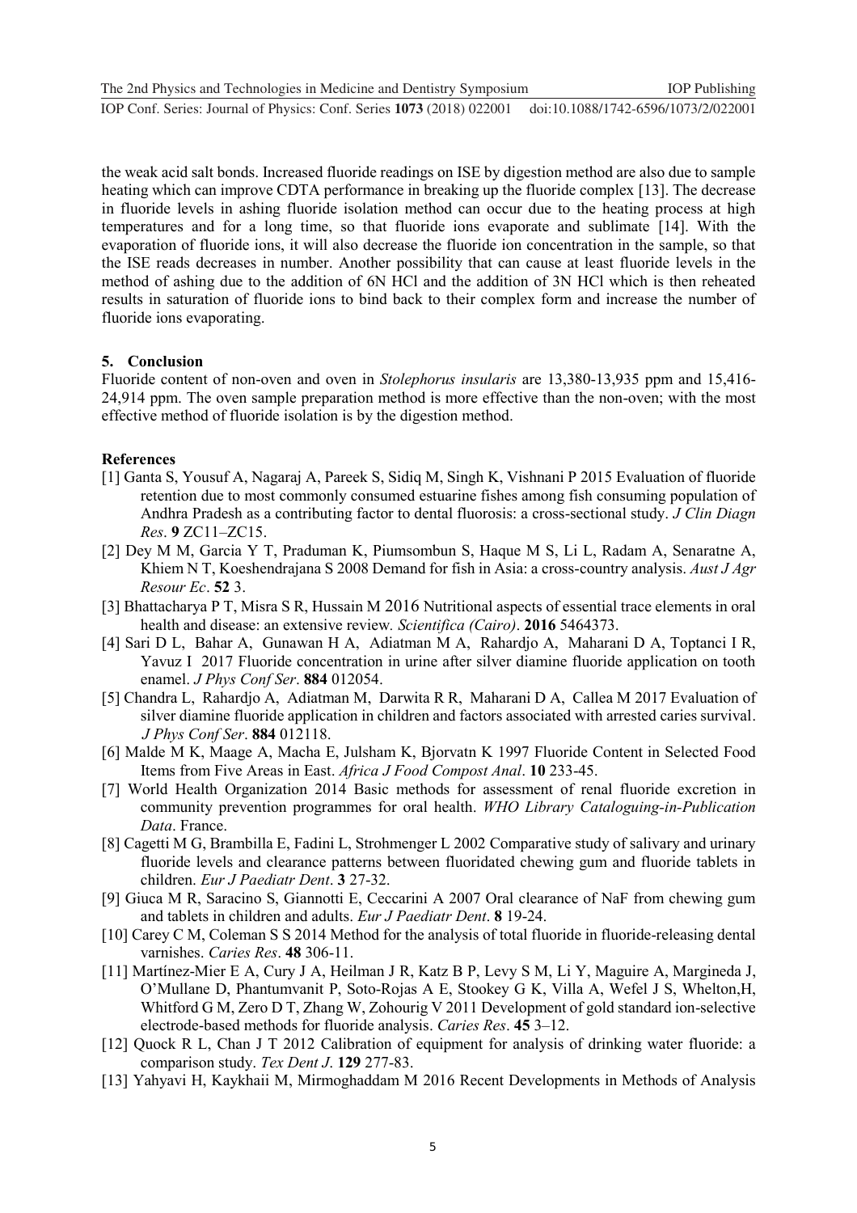the weak acid salt bonds. Increased fluoride readings on ISE by digestion method are also due to sample heating which can improve CDTA performance in breaking up the fluoride complex [13]. The decrease in fluoride levels in ashing fluoride isolation method can occur due to the heating process at high temperatures and for a long time, so that fluoride ions evaporate and sublimate [14]. With the evaporation of fluoride ions, it will also decrease the fluoride ion concentration in the sample, so that the ISE reads decreases in number. Another possibility that can cause at least fluoride levels in the method of ashing due to the addition of 6N HCl and the addition of 3N HCl which is then reheated results in saturation of fluoride ions to bind back to their complex form and increase the number of fluoride ions evaporating.

## 5. Conclusion

Fluoride content of non-oven and oven in *Stolephorus insularis* are 13,380-13,935 ppm and 15,416-24,914 ppm. The oven sample preparation method is more effective than the non-oven; with the most effective method of fluoride isolation is by the digestion method.

## References

[1] Ganta S, Yousuf A, Nagaraj A, Pareek S, Sidiq M, Singh K, Vishnani P 2015 Evaluation of fluoride retention due to most commonly consumed estuarine fishes among fish consuming population of Andhra Pradesh as a contributing factor to dental fluorosis: a cross-sectional study. *J Clin Diagn Res*. **9** ZC11–ZC15.

[2] Dey M M, Garcia Y T, Praduman K, Piumsombun S, Haque M S, Li L, Radam A, Senaratne A, Khiem N T, Koeshendrajana S 2008 Demand for fish in Asia: a cross-country analysis. *Aust J Agr Resour Ec*. **52** 3.

[3] Bhattacharya P T, Misra S R, Hussain M 2016 Nutritional aspects of essential trace elements in oral health and disease: an extensive review. *Scientifica (Cairo)*. **2016** 5464373.

[4] Sari D L, Bahar A, Gunawan H A, Adiatman M A, Rahardjo A, Maharani D A, Toptanci I R, Yavuz I 2017 Fluoride concentration in urine after silver diamine fluoride application on tooth enamel. *J Phys Conf Ser*. **884** 012054.

[5] Chandra L, Rahardjo A, Adiatman M, Darwita R R, Maharani D A, Callea M 2017 Evaluation of silver diamine fluoride application in children and factors associated with arrested caries survival. *J Phys Conf Ser*. **884** 012118.

[6] Malde M K, Maage A, Macha E, Julsham K, Bjorvatn K 1997 Fluoride Content in Selected Food Items from Five Areas in East. *Africa J Food Compost Anal*. **10** 233-45.

[7] World Health Organization 2014 Basic methods for assessment of renal fluoride excretion in community prevention programmes for oral health. *WHO Library Cataloguing-in-Publication Data*. France.

[8] Cagetti M G, Brambilla E, Fadini L, Strohmenger L 2002 Comparative study of salivary and urinary fluoride levels and clearance patterns between fluoridated chewing gum and fluoride tablets in children. *Eur J Paediatr Dent*. **3** 27-32.

[9] Giuca M R, Saracino S, Giannotti E, Ceccarini A 2007 Oral clearance of NaF from chewing gum and tablets in children and adults. *Eur J Paediatr Dent*. **8** 19-24.

[10] Carey C M, Coleman S S 2014 Method for the analysis of total fluoride in fluoride-releasing dental varnishes. *Caries Res*. **48** 306-11.

[11] Martínez-Mier E A, Cury J A, Heilman J R, Katz B P, Levy S M, Li Y, Maguire A, Margineda J, O'Mullane D, Phantumvanit P, Soto-Rojas A E, Stookey G K, Villa A, Wefel J S, Whelton,H, Whitford G M, Zero D T, Zhang W, Zohourig V 2011 Development of gold standard ion-selective electrode-based methods for fluoride analysis. *Caries Res*. **45** 3–12.

[12] Quock R L, Chan J T 2012 Calibration of equipment for analysis of drinking water fluoride: a comparison study. *Tex Dent J*. **129** 277-83.

[13] Yahyavi H, Kaykhaii M, Mirmoghaddam M 2016 Recent Developments in Methods of Analysis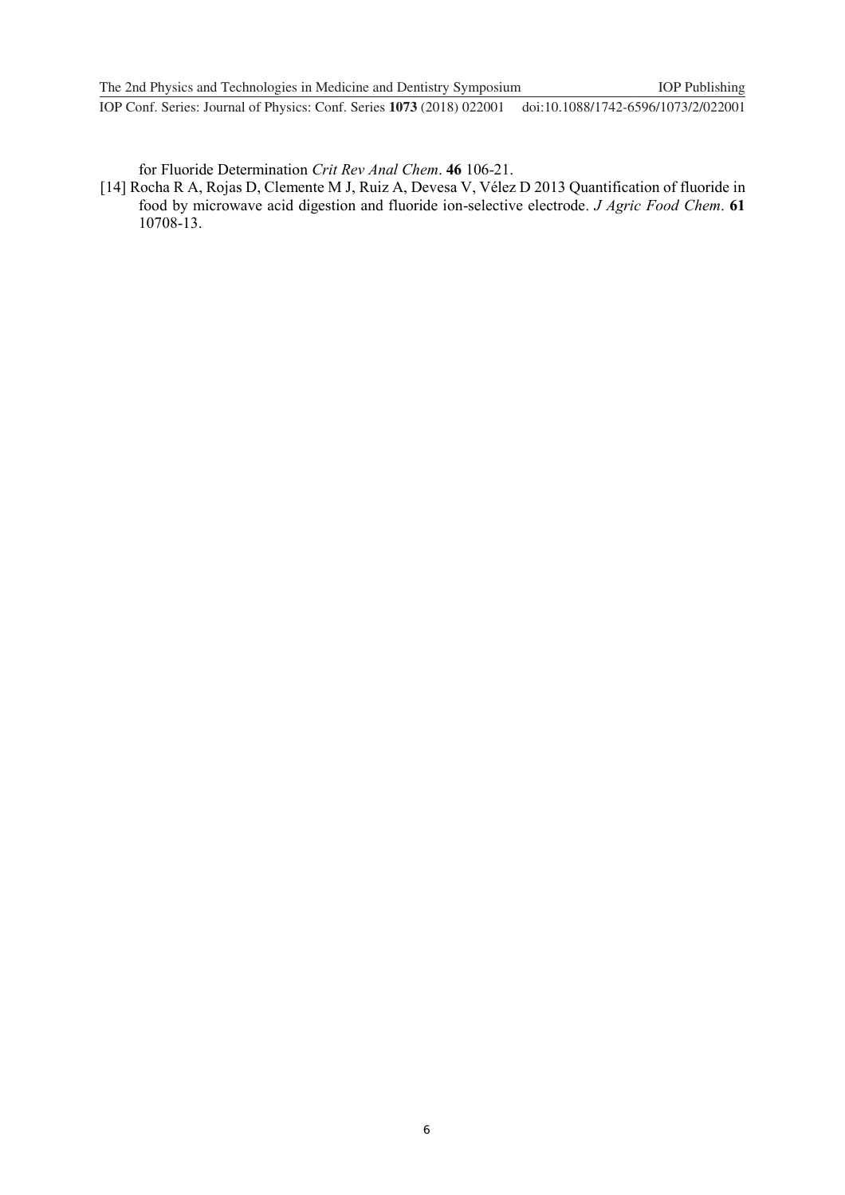for Fluoride Determination *Crit Rev Anal Chem*. **46** 106-21.

[14] Rocha R A, Rojas D, Clemente M J, Ruiz A, Devesa V, Vélez D 2013 Quantification of fluoride in food by microwave acid digestion and fluoride ion-selective electrode. *J Agric Food Chem*. **61** 10708-13.